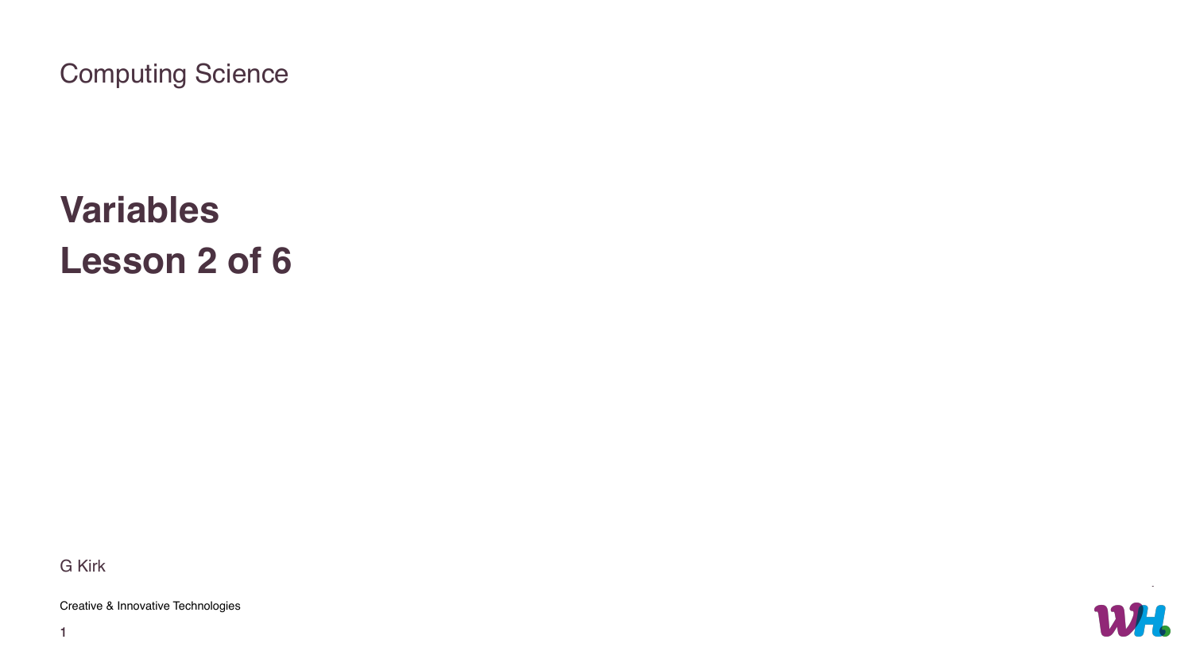Computing Science

# Variables
# Lesson 2 of 6

G Kirk

Creative & Innovative Technologies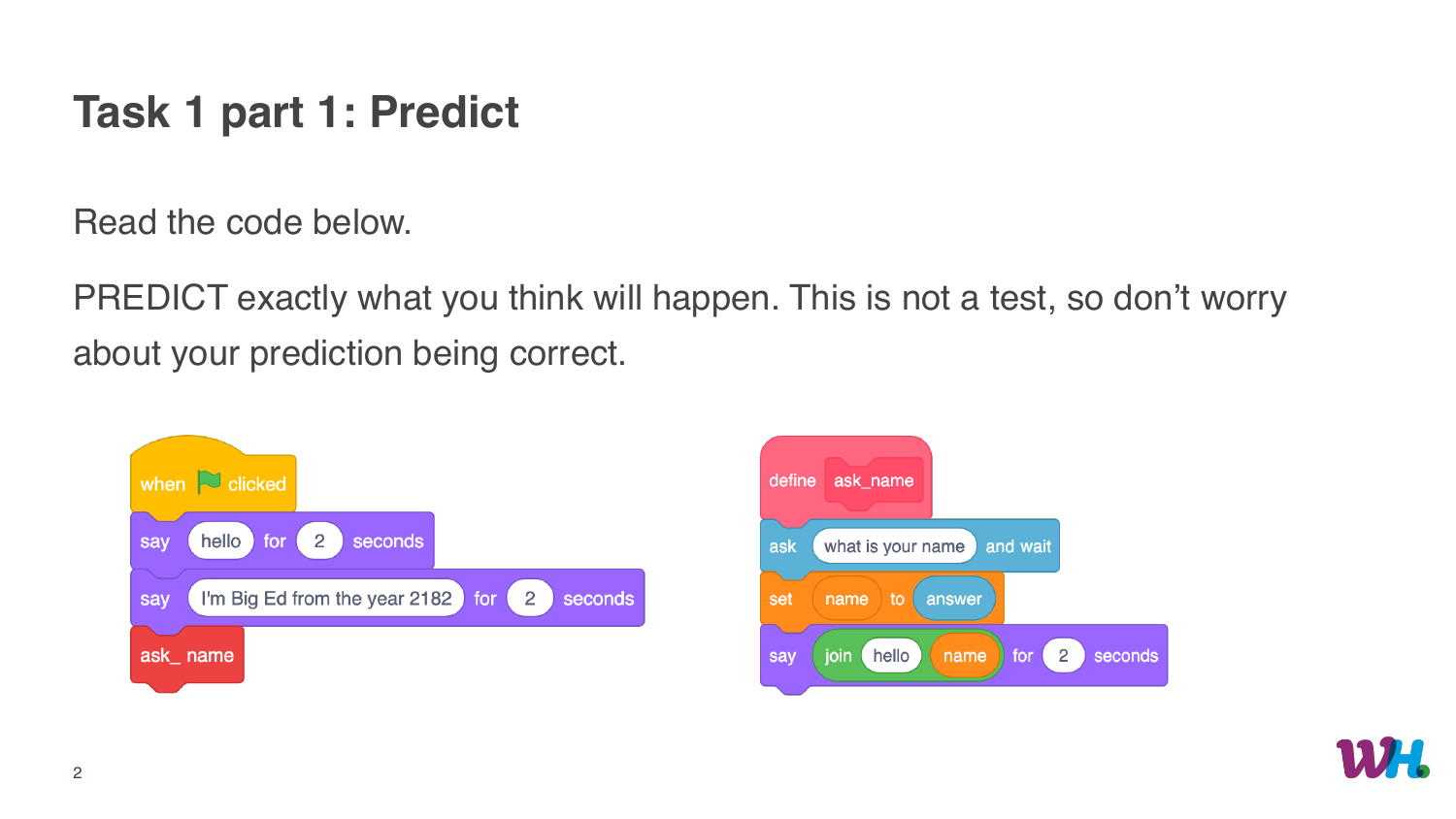# Task 1 part 1: Predict

Read the code below.

PREDICT exactly what you think will happen. This is not a test, so don't worry about your prediction being correct.

```
when 🏴 clicked
say (hello) for (2) seconds
say (I'm Big Ed from the year 2182) for (2) seconds
ask_ name
```

```
define ask_name
ask (what is your name) and wait
set (name) to (answer)
say (join (hello) (name)) for (2) seconds
```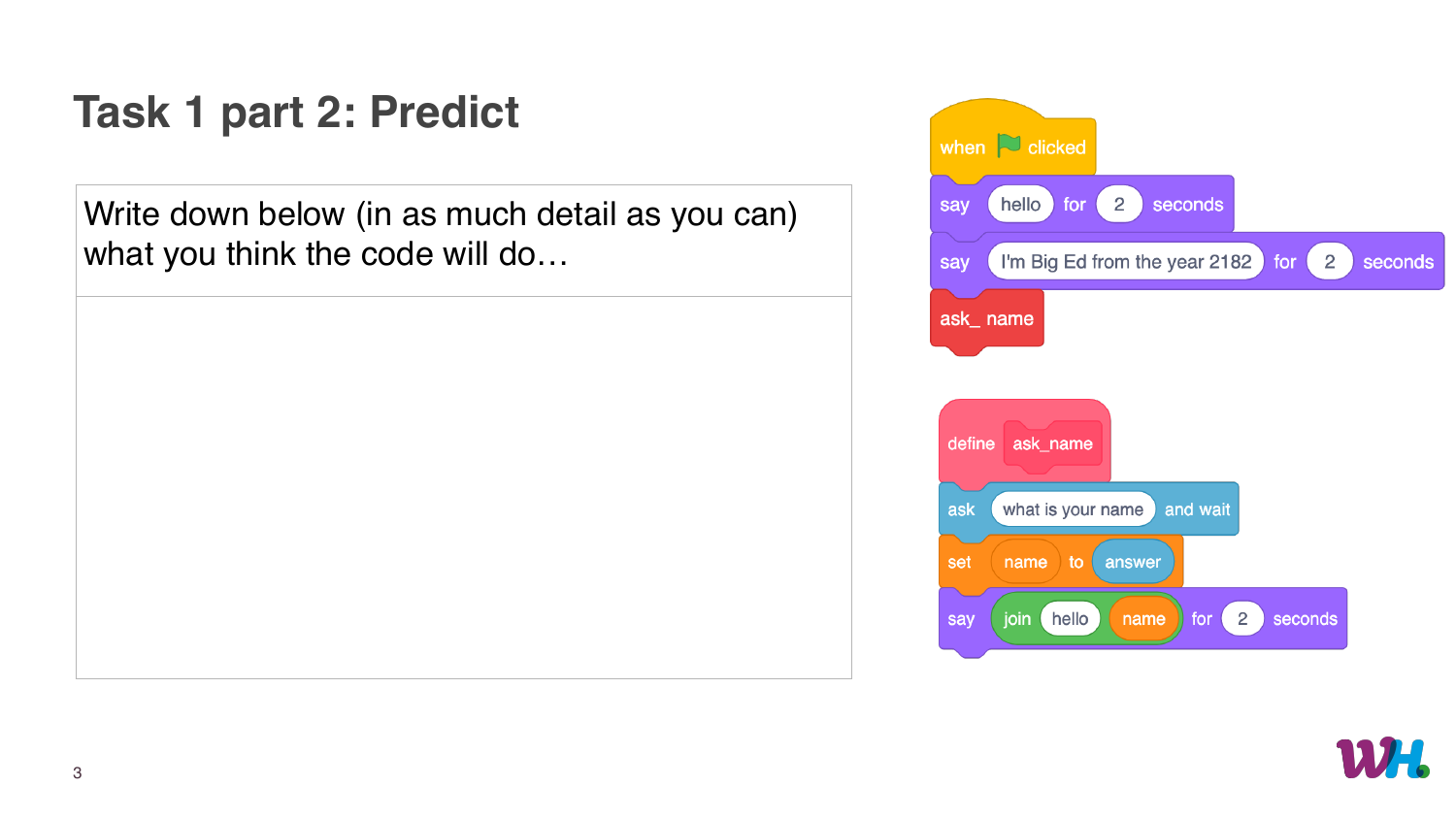# Task 1 part 2: Predict

| Write down below (in as much detail as you can) what you think the code will do… |
| --- |
| |

```
when [green flag] clicked
say [hello] for (2) seconds
say [I'm Big Ed from the year 2182] for (2) seconds
ask_ name
```

```
define ask_name
ask [what is your name] and wait
set [name] to (answer)
say (join [hello] (name)) for (2) seconds
```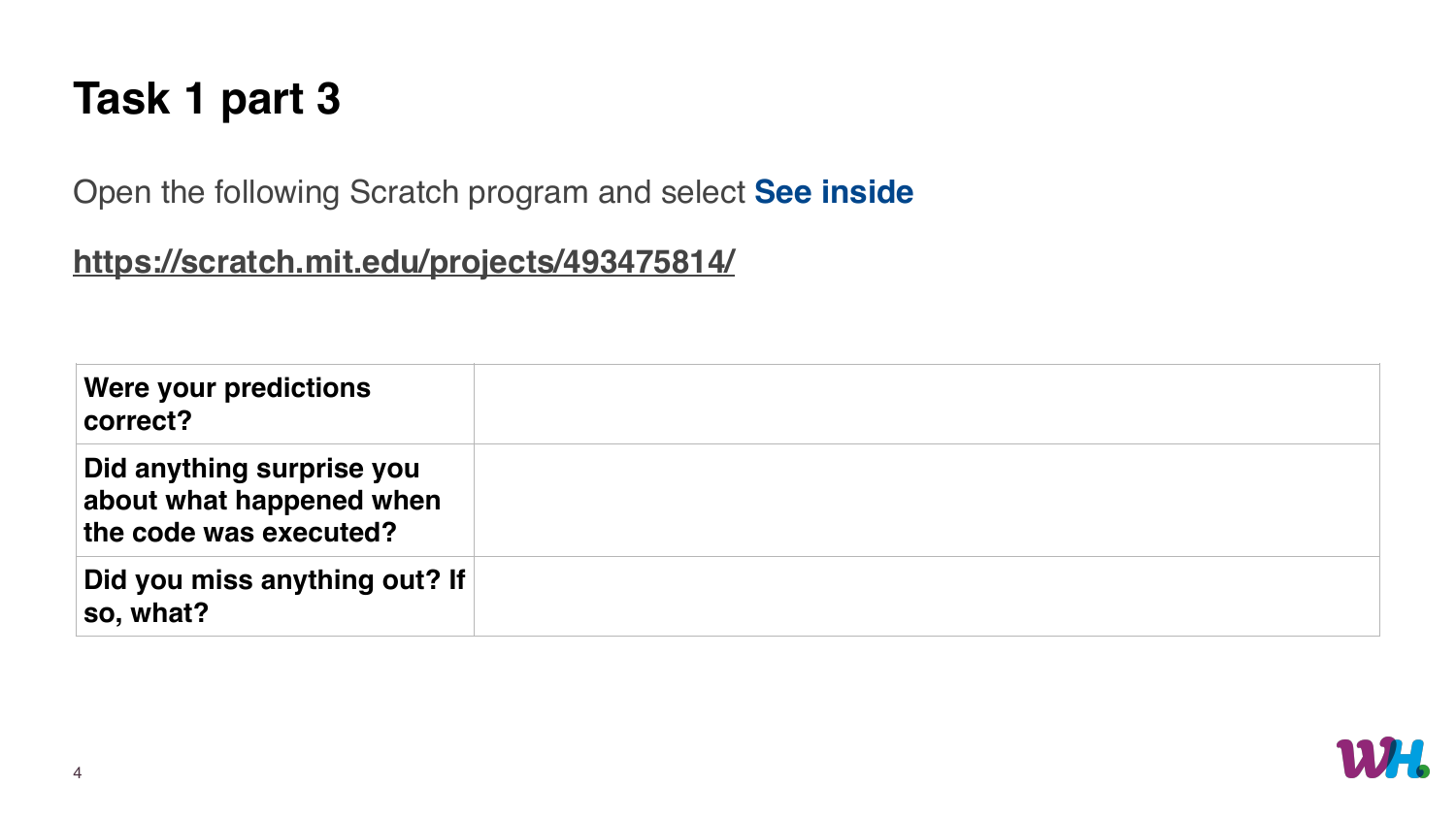# Task 1 part 3

Open the following Scratch program and select **See inside**

**https://scratch.mit.edu/projects/493475814/**

| | |
|---|---|
| **Were your predictions correct?** | |
| **Did anything surprise you about what happened when the code was executed?** | |
| **Did you miss anything out? If so, what?** | |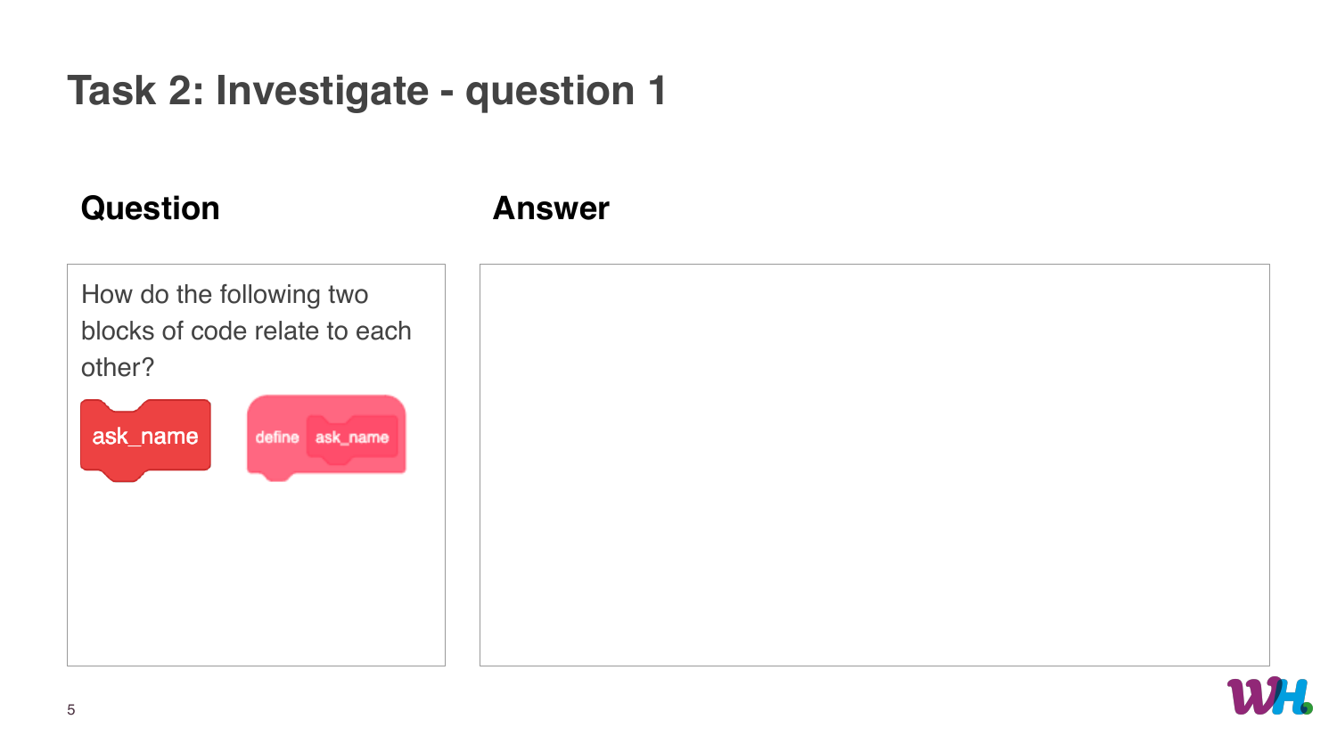# Task 2: Investigate - question 1

## Question

How do the following two blocks of code relate to each other?

ask_name

define ask_name

## Answer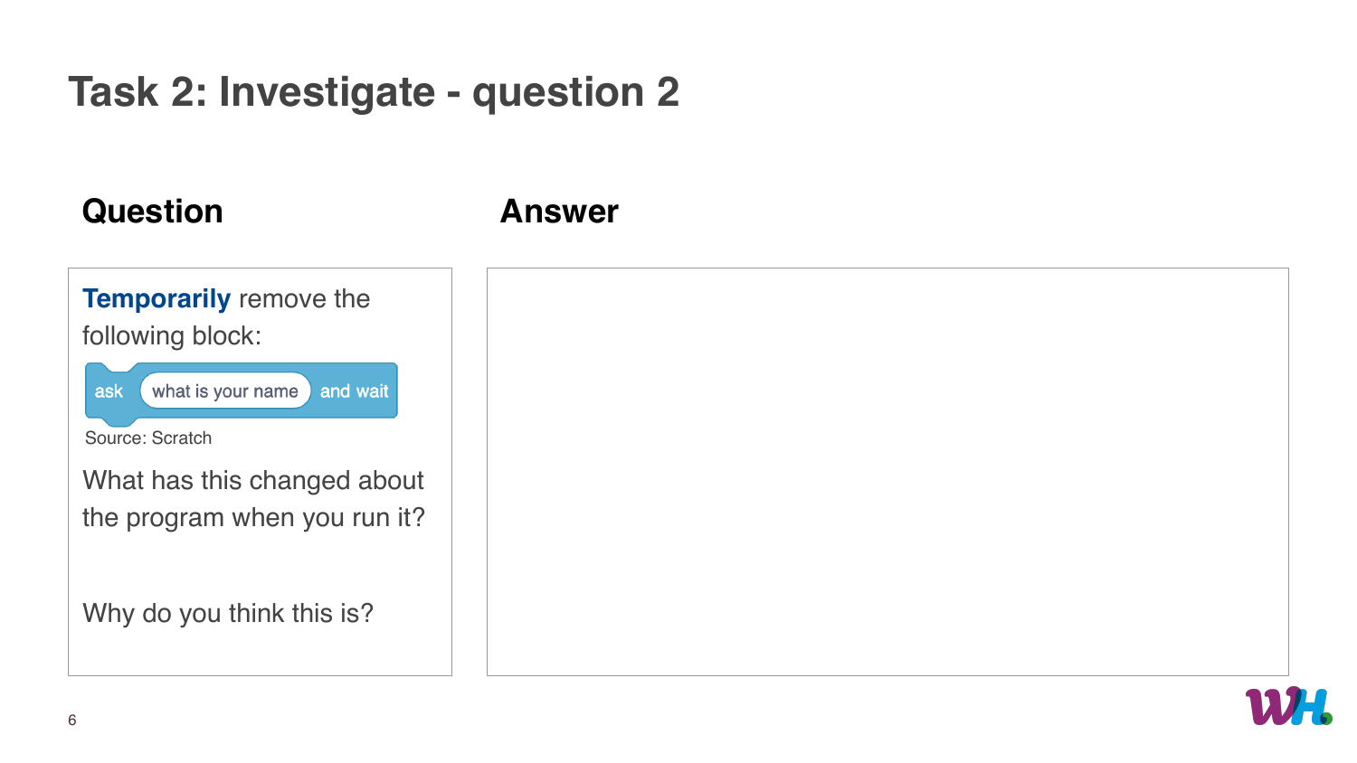# Task 2: Investigate - question 2

| Question | Answer |
| --- | --- |
| **Temporarily** remove the following block: `ask [what is your name] and wait` Source: Scratch What has this changed about the program when you run it? Why do you think this is? | |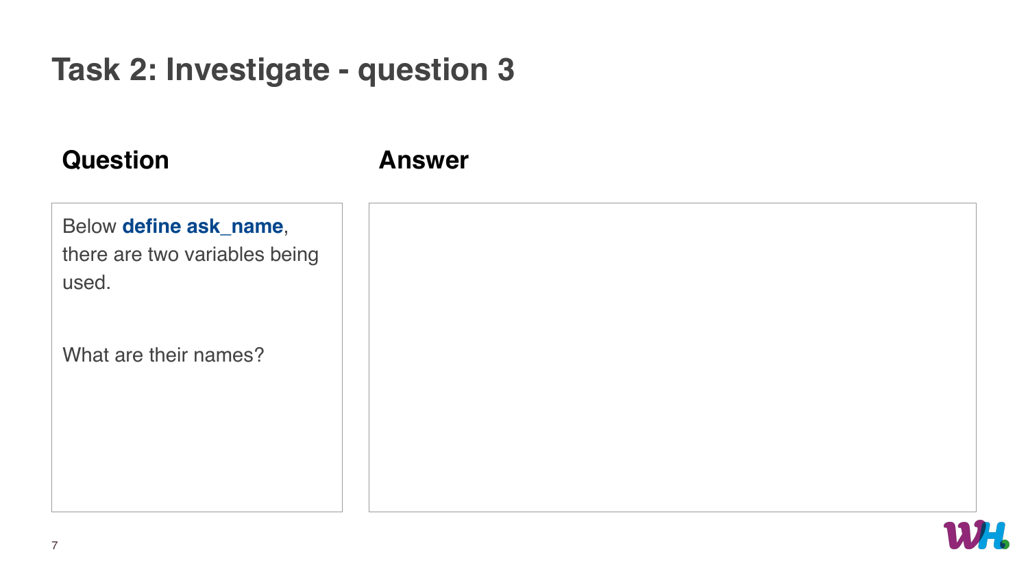# Task 2: Investigate - question 3

| Question | Answer |
| --- | --- |
| Below **define ask_name**, there are two variables being used.<br><br>What are their names? | |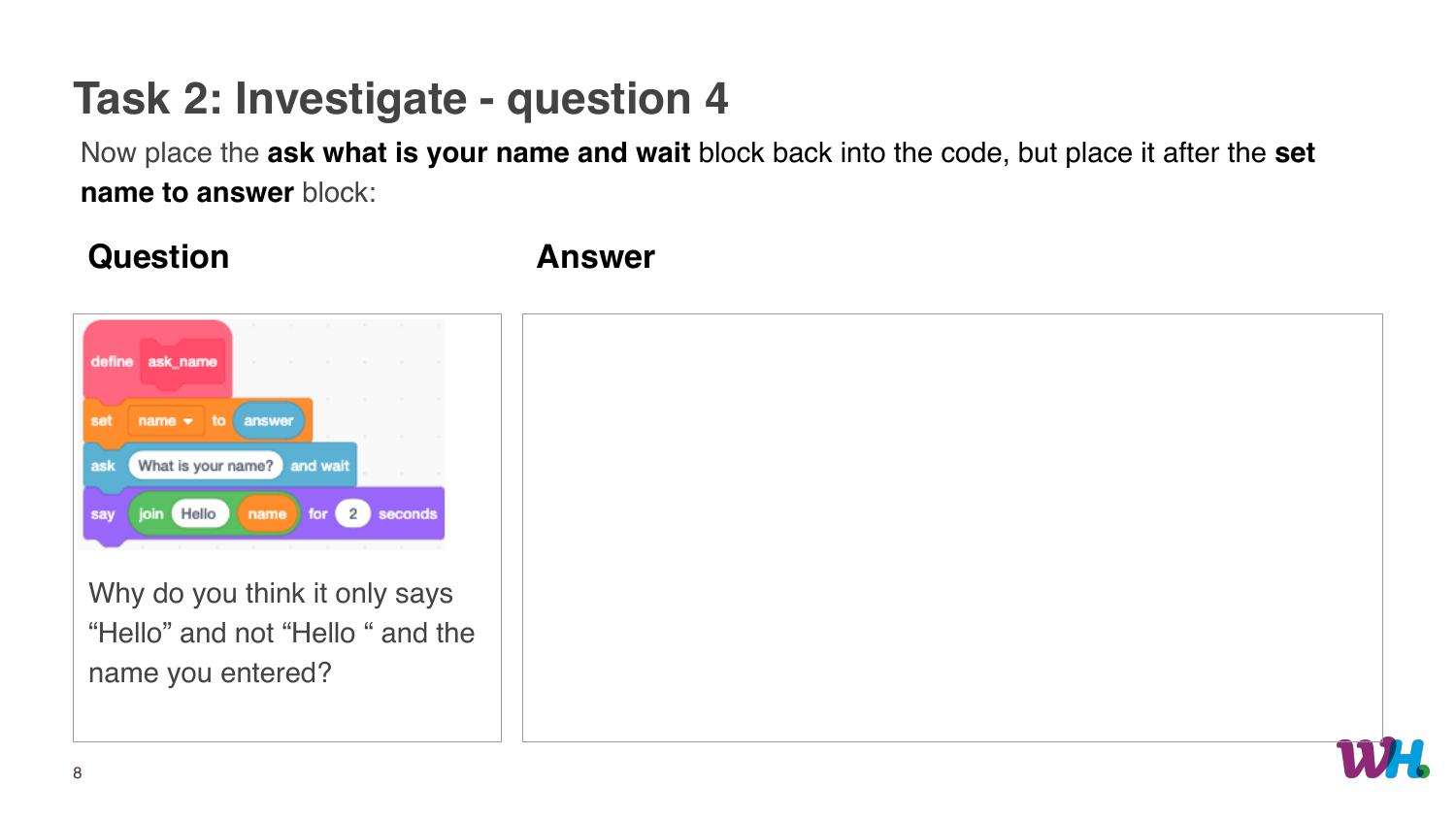# Task 2: Investigate - question 4

Now place the **ask what is your name and wait** block back into the code, but place it after the **set name to answer** block:

| **Question** | **Answer** |
| --- | --- |
| ```define ask_name```<br>```set name to answer```<br>```ask What is your name? and wait```<br>```say join Hello name for 2 seconds```<br><br>Why do you think it only says "Hello" and not "Hello " and the name you entered? | |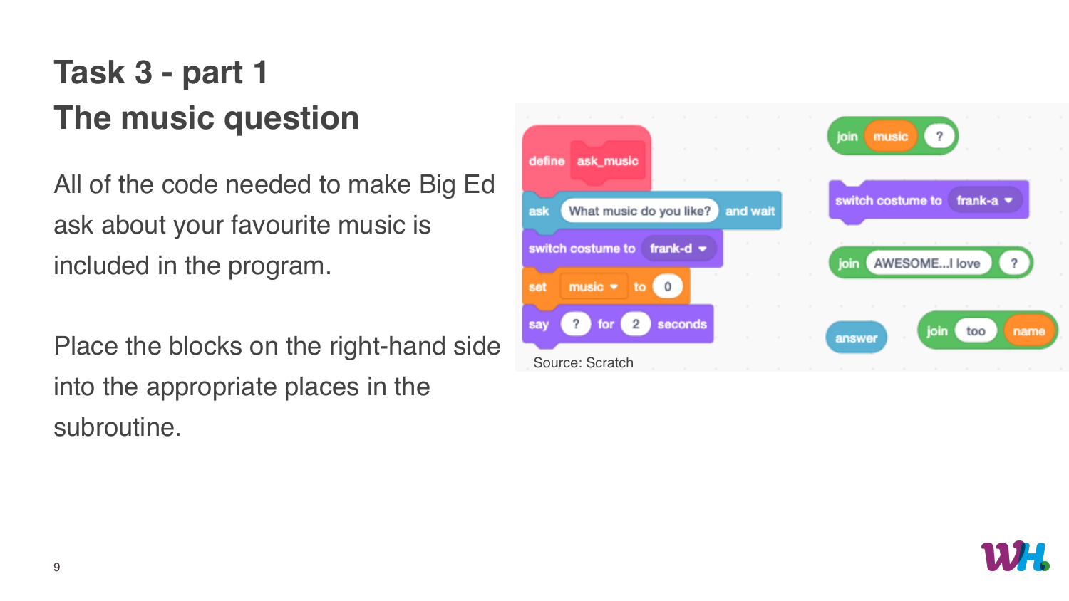# Task 3 - part 1
## The music question

All of the code needed to make Big Ed ask about your favourite music is included in the program.

Place the blocks on the right-hand side into the appropriate places in the subroutine.

```
define ask_music
ask (What music do you like?) and wait
switch costume to (frank-d)
set [music] to (0)
say (?) for (2) seconds
```

```
join (music) (?)
switch costume to (frank-a)
join (AWESOME...I love) (?)
answer
join (too) (name)
```

Source: Scratch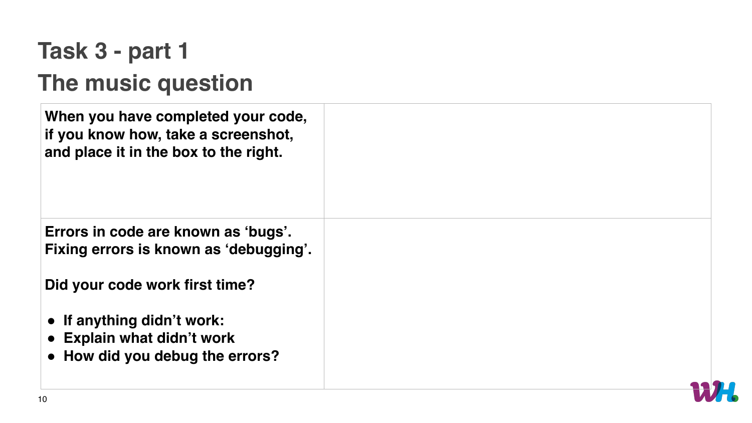# Task 3 - part 1

## The music question

| | |
|---|---|
| **When you have completed your code, if you know how, take a screenshot, and place it in the box to the right.** | |
| **Errors in code are known as 'bugs'. Fixing errors is known as 'debugging'.**<br><br>**Did your code work first time?**<br><br>• **If anything didn't work:**<br>• **Explain what didn't work**<br>• **How did you debug the errors?** | |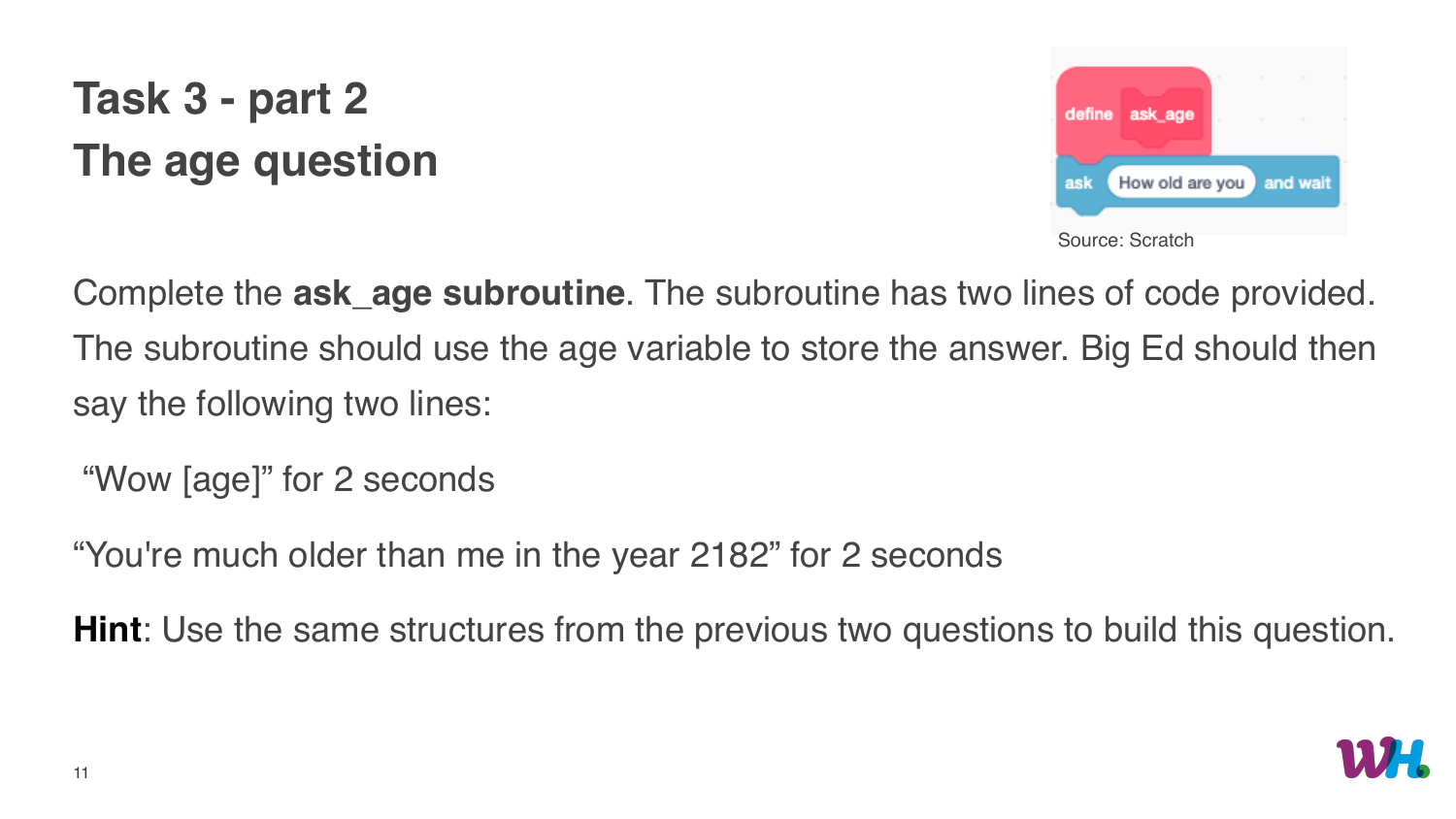# Task 3 - part 2
# The age question

define ask_age
ask How old are you and wait

Source: Scratch

Complete the **ask_age subroutine**. The subroutine has two lines of code provided. The subroutine should use the age variable to store the answer. Big Ed should then say the following two lines:

“Wow [age]” for 2 seconds

“You're much older than me in the year 2182” for 2 seconds

**Hint**: Use the same structures from the previous two questions to build this question.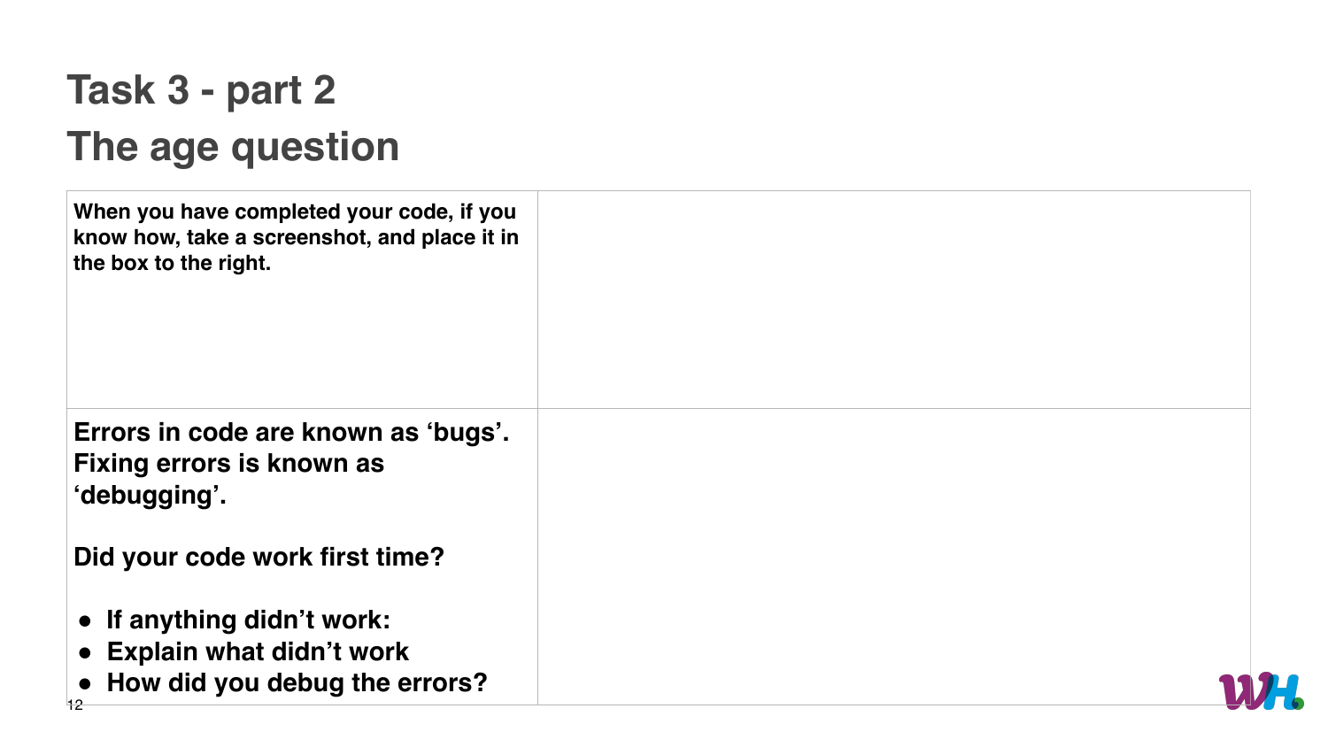# Task 3 - part 2

## The age question

| | |
|---|---|
| **When you have completed your code, if you know how, take a screenshot, and place it in the box to the right.** | |
| **Errors in code are known as 'bugs'. Fixing errors is known as 'debugging'.**<br><br>**Did your code work first time?**<br><br>• **If anything didn't work:**<br>• **Explain what didn't work**<br>• **How did you debug the errors?** | |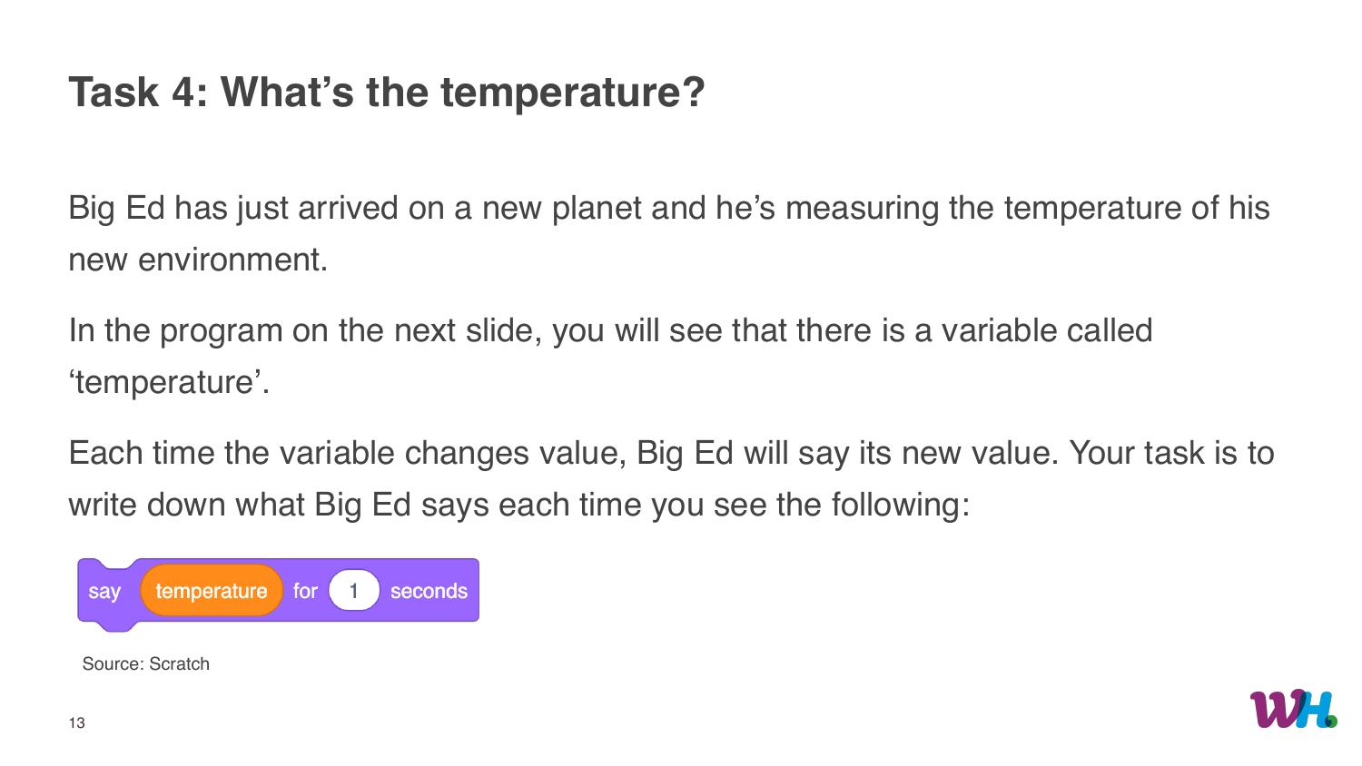# Task 4: What's the temperature?

Big Ed has just arrived on a new planet and he's measuring the temperature of his new environment.

In the program on the next slide, you will see that there is a variable called 'temperature'.

Each time the variable changes value, Big Ed will say its new value. Your task is to write down what Big Ed says each time you see the following:

```
say (temperature) for (1) seconds
```

Source: Scratch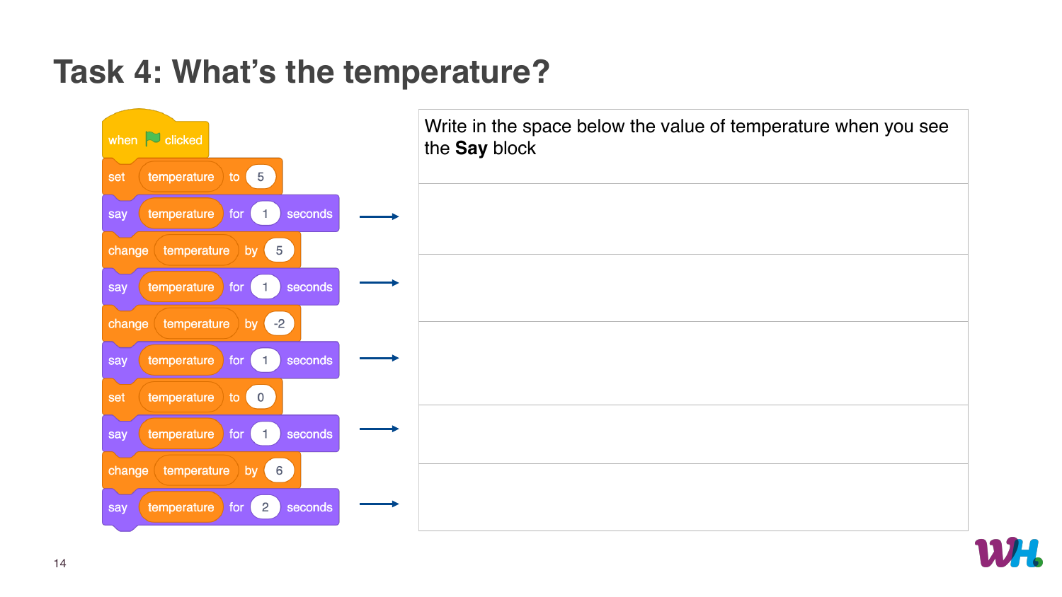# Task 4: What's the temperature?

```
when 🏁 clicked
set temperature to 5
say temperature for 1 seconds
change temperature by 5
say temperature for 1 seconds
change temperature by -2
say temperature for 1 seconds
set temperature to 0
say temperature for 1 seconds
change temperature by 6
say temperature for 2 seconds
```

| Write in the space below the value of temperature when you see the **Say** block |
| --- |
| |
| |
| |
| |
| |